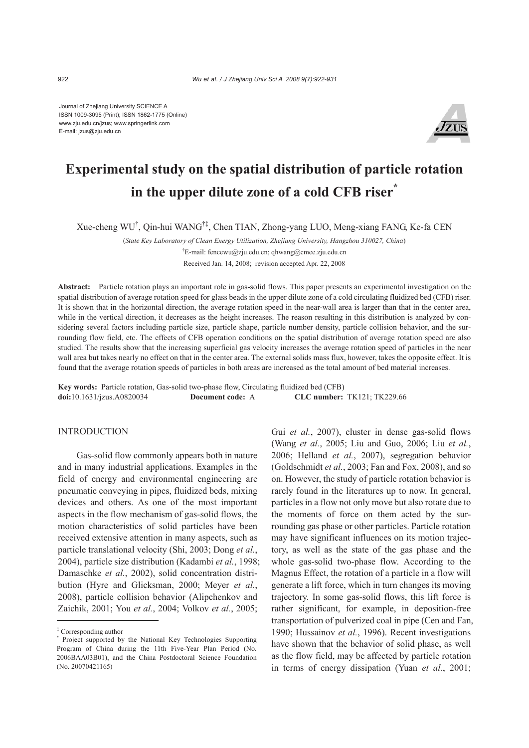Journal of Zhejiang University SCIENCE A
ISSN 1009-3095 (Print); ISSN 1862-1775 (Online)
www.zju.edu.cn/jzus; www.springerlink.com
E-mail: jzus@zju.edu.cn

# Experimental study on the spatial distribution of particle rotation in the upper dilute zone of a cold CFB riser*

Xue-cheng WU[†], Qin-hui WANG[†‡], Chen TIAN, Zhong-yang LUO, Meng-xiang FANG, Ke-fa CEN

(*State Key Laboratory of Clean Energy Utilization, Zhejiang University, Hangzhou 310027, China*)

[†]E-mail: fencewu@zju.edu.cn; qhwang@cmee.zju.edu.cn

Received Jan. 14, 2008; revision accepted Apr. 22, 2008

**Abstract:** Particle rotation plays an important role in gas-solid flows. This paper presents an experimental investigation on the spatial distribution of average rotation speed for glass beads in the upper dilute zone of a cold circulating fluidized bed (CFB) riser. It is shown that in the horizontal direction, the average rotation speed in the near-wall area is larger than that in the center area, while in the vertical direction, it decreases as the height increases. The reason resulting in this distribution is analyzed by considering several factors including particle size, particle shape, particle number density, particle collision behavior, and the surrounding flow field, etc. The effects of CFB operation conditions on the spatial distribution of average rotation speed are also studied. The results show that the increasing superficial gas velocity increases the average rotation speed of particles in the near wall area but takes nearly no effect on that in the center area. The external solids mass flux, however, takes the opposite effect. It is found that the average rotation speeds of particles in both areas are increased as the total amount of bed material increases.

**Key words:** Particle rotation, Gas-solid two-phase flow, Circulating fluidized bed (CFB)
**doi:**10.1631/jzus.A0820034 **Document code:** A **CLC number:** TK121; TK229.66

## INTRODUCTION

Gas-solid flow commonly appears both in nature and in many industrial applications. Examples in the field of energy and environmental engineering are pneumatic conveying in pipes, fluidized beds, mixing devices and others. As one of the most important aspects in the flow mechanism of gas-solid flows, the motion characteristics of solid particles have been received extensive attention in many aspects, such as particle translational velocity (Shi, 2003; Dong *et al.*, 2004), particle size distribution (Kadambi *et al.*, 1998; Damaschke *et al.*, 2002), solid concentration distribution (Hyre and Glicksman, 2000; Meyer *et al.*, 2008), particle collision behavior (Alipchenkov and Zaichik, 2001; You *et al.*, 2004; Volkov *et al.*, 2005; Gui *et al.*, 2007), cluster in dense gas-solid flows (Wang *et al.*, 2005; Liu and Guo, 2006; Liu *et al.*, 2006; Helland *et al.*, 2007), segregation behavior (Goldschmidt *et al.*, 2003; Fan and Fox, 2008), and so on. However, the study of particle rotation behavior is rarely found in the literatures up to now. In general, particles in a flow not only move but also rotate due to the moments of force on them acted by the surrounding gas phase or other particles. Particle rotation may have significant influences on its motion trajectory, as well as the state of the gas phase and the whole gas-solid two-phase flow. According to the Magnus Effect, the rotation of a particle in a flow will generate a lift force, which in turn changes its moving trajectory. In some gas-solid flows, this lift force is rather significant, for example, in deposition-free transportation of pulverized coal in pipe (Cen and Fan, 1990; Hussainov *et al.*, 1996). Recent investigations have shown that the behavior of solid phase, as well as the flow field, may be affected by particle rotation in terms of energy dissipation (Yuan *et al.*, 2001;

[‡] Corresponding author
[*] Project supported by the National Key Technologies Supporting Program of China during the 11th Five-Year Plan Period (No. 2006BAA03B01), and the China Postdoctoral Science Foundation (No. 20070421165)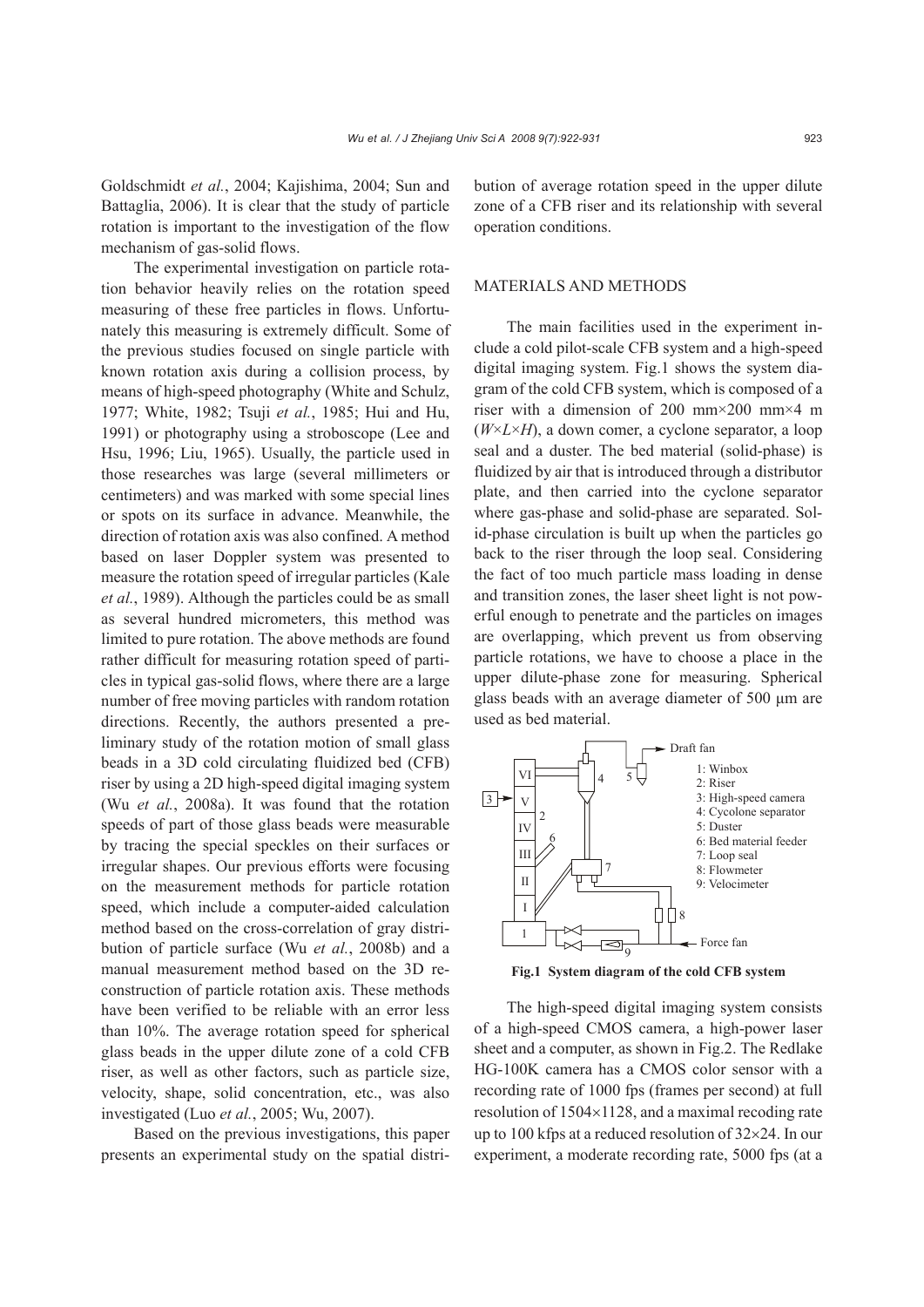Goldschmidt *et al.*, 2004; Kajishima, 2004; Sun and Battaglia, 2006). It is clear that the study of particle rotation is important to the investigation of the flow mechanism of gas-solid flows.

The experimental investigation on particle rotation behavior heavily relies on the rotation speed measuring of these free particles in flows. Unfortunately this measuring is extremely difficult. Some of the previous studies focused on single particle with known rotation axis during a collision process, by means of high-speed photography (White and Schulz, 1977; White, 1982; Tsuji *et al.*, 1985; Hui and Hu, 1991) or photography using a stroboscope (Lee and Hsu, 1996; Liu, 1965). Usually, the particle used in those researches was large (several millimeters or centimeters) and was marked with some special lines or spots on its surface in advance. Meanwhile, the direction of rotation axis was also confined. A method based on laser Doppler system was presented to measure the rotation speed of irregular particles (Kale *et al.*, 1989). Although the particles could be as small as several hundred micrometers, this method was limited to pure rotation. The above methods are found rather difficult for measuring rotation speed of particles in typical gas-solid flows, where there are a large number of free moving particles with random rotation directions. Recently, the authors presented a preliminary study of the rotation motion of small glass beads in a 3D cold circulating fluidized bed (CFB) riser by using a 2D high-speed digital imaging system (Wu *et al.*, 2008a). It was found that the rotation speeds of part of those glass beads were measurable by tracing the special speckles on their surfaces or irregular shapes. Our previous efforts were focusing on the measurement methods for particle rotation speed, which include a computer-aided calculation method based on the cross-correlation of gray distribution of particle surface (Wu *et al.*, 2008b) and a manual measurement method based on the 3D reconstruction of particle rotation axis. These methods have been verified to be reliable with an error less than 10%. The average rotation speed for spherical glass beads in the upper dilute zone of a cold CFB riser, as well as other factors, such as particle size, velocity, shape, solid concentration, etc., was also investigated (Luo *et al.*, 2005; Wu, 2007).

Based on the previous investigations, this paper presents an experimental study on the spatial distribution of average rotation speed in the upper dilute zone of a CFB riser and its relationship with several operation conditions.

## MATERIALS AND METHODS

The main facilities used in the experiment include a cold pilot-scale CFB system and a high-speed digital imaging system. Fig.1 shows the system diagram of the cold CFB system, which is composed of a riser with a dimension of 200 mm×200 mm×4 m ($W$×$L$×$H$), a down comer, a cyclone separator, a loop seal and a duster. The bed material (solid-phase) is fluidized by air that is introduced through a distributor plate, and then carried into the cyclone separator where gas-phase and solid-phase are separated. Solid-phase circulation is built up when the particles go back to the riser through the loop seal. Considering the fact of too much particle mass loading in dense and transition zones, the laser sheet light is not powerful enough to penetrate and the particles on images are overlapping, which prevent us from observing particle rotations, we have to choose a place in the upper dilute-phase zone for measuring. Spherical glass beads with an average diameter of 500 μm are used as bed material.

**Fig.1 System diagram of the cold CFB system**

The high-speed digital imaging system consists of a high-speed CMOS camera, a high-power laser sheet and a computer, as shown in Fig.2. The Redlake HG-100K camera has a CMOS color sensor with a recording rate of 1000 fps (frames per second) at full resolution of 1504×1128, and a maximal recoding rate up to 100 kfps at a reduced resolution of 32×24. In our experiment, a moderate recording rate, 5000 fps (at a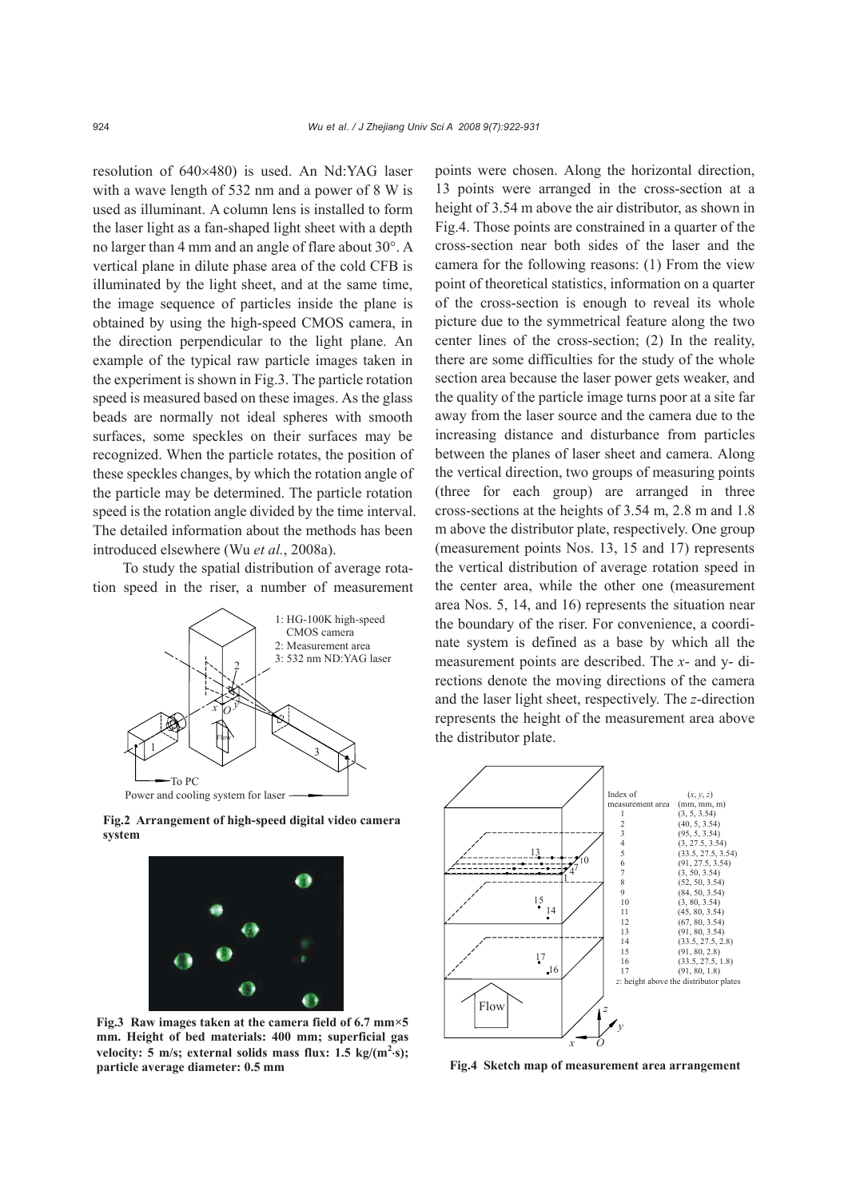resolution of 640×480) is used. An Nd:YAG laser with a wave length of 532 nm and a power of 8 W is used as illuminant. A column lens is installed to form the laser light as a fan-shaped light sheet with a depth no larger than 4 mm and an angle of flare about 30°. A vertical plane in dilute phase area of the cold CFB is illuminated by the light sheet, and at the same time, the image sequence of particles inside the plane is obtained by using the high-speed CMOS camera, in the direction perpendicular to the light plane. An example of the typical raw particle images taken in the experiment is shown in Fig.3. The particle rotation speed is measured based on these images. As the glass beads are normally not ideal spheres with smooth surfaces, some speckles on their surfaces may be recognized. When the particle rotates, the position of these speckles changes, by which the rotation angle of the particle may be determined. The particle rotation speed is the rotation angle divided by the time interval. The detailed information about the methods has been introduced elsewhere (Wu *et al.*, 2008a).

To study the spatial distribution of average rotation speed in the riser, a number of measurement points were chosen. Along the horizontal direction, 13 points were arranged in the cross-section at a height of 3.54 m above the air distributor, as shown in Fig.4. Those points are constrained in a quarter of the cross-section near both sides of the laser and the camera for the following reasons: (1) From the view point of theoretical statistics, information on a quarter of the cross-section is enough to reveal its whole picture due to the symmetrical feature along the two center lines of the cross-section; (2) In the reality, there are some difficulties for the study of the whole section area because the laser power gets weaker, and the quality of the particle image turns poor at a site far away from the laser source and the camera due to the increasing distance and disturbance from particles between the planes of laser sheet and camera. Along the vertical direction, two groups of measuring points (three for each group) are arranged in three cross-sections at the heights of 3.54 m, 2.8 m and 1.8 m above the distributor plate, respectively. One group (measurement points Nos. 13, 15 and 17) represents the vertical distribution of average rotation speed in the center area, while the other one (measurement area Nos. 5, 14, and 16) represents the situation near the boundary of the riser. For convenience, a coordinate system is defined as a base by which all the measurement points are described. The *x*- and y- directions denote the moving directions of the camera and the laser light sheet, respectively. The *z*-direction represents the height of the measurement area above the distributor plate.

1: HG-100K high-speed CMOS camera
2: Measurement area
3: 532 nm ND:YAG laser

**Fig.2 Arrangement of high-speed digital video camera system**

**Fig.3 Raw images taken at the camera field of 6.7 mm×5 mm. Height of bed materials: 400 mm; superficial gas velocity: 5 m/s; external solids mass flux: 1.5 kg/(m$^2$·s); particle average diameter: 0.5 mm**

| Index of measurement area | (*x*, *y*, *z*) (mm, mm, m) |
|---|---|
| 1 | (3, 5, 3.54) |
| 2 | (40, 5, 3.54) |
| 3 | (95, 5, 3.54) |
| 4 | (3, 27.5, 3.54) |
| 5 | (33.5, 27.5, 3.54) |
| 6 | (91, 27.5, 3.54) |
| 7 | (3, 50, 3.54) |
| 8 | (52, 50, 3.54) |
| 9 | (84, 50, 3.54) |
| 10 | (3, 80, 3.54) |
| 11 | (45, 80, 3.54) |
| 12 | (67, 80, 3.54) |
| 13 | (91, 80, 3.54) |
| 14 | (33.5, 27.5, 2.8) |
| 15 | (91, 80, 2.8) |
| 16 | (33.5, 27.5, 1.8) |
| 17 | (91, 80, 1.8) |

*z*: height above the distributor plates

**Fig.4 Sketch map of measurement area arrangement**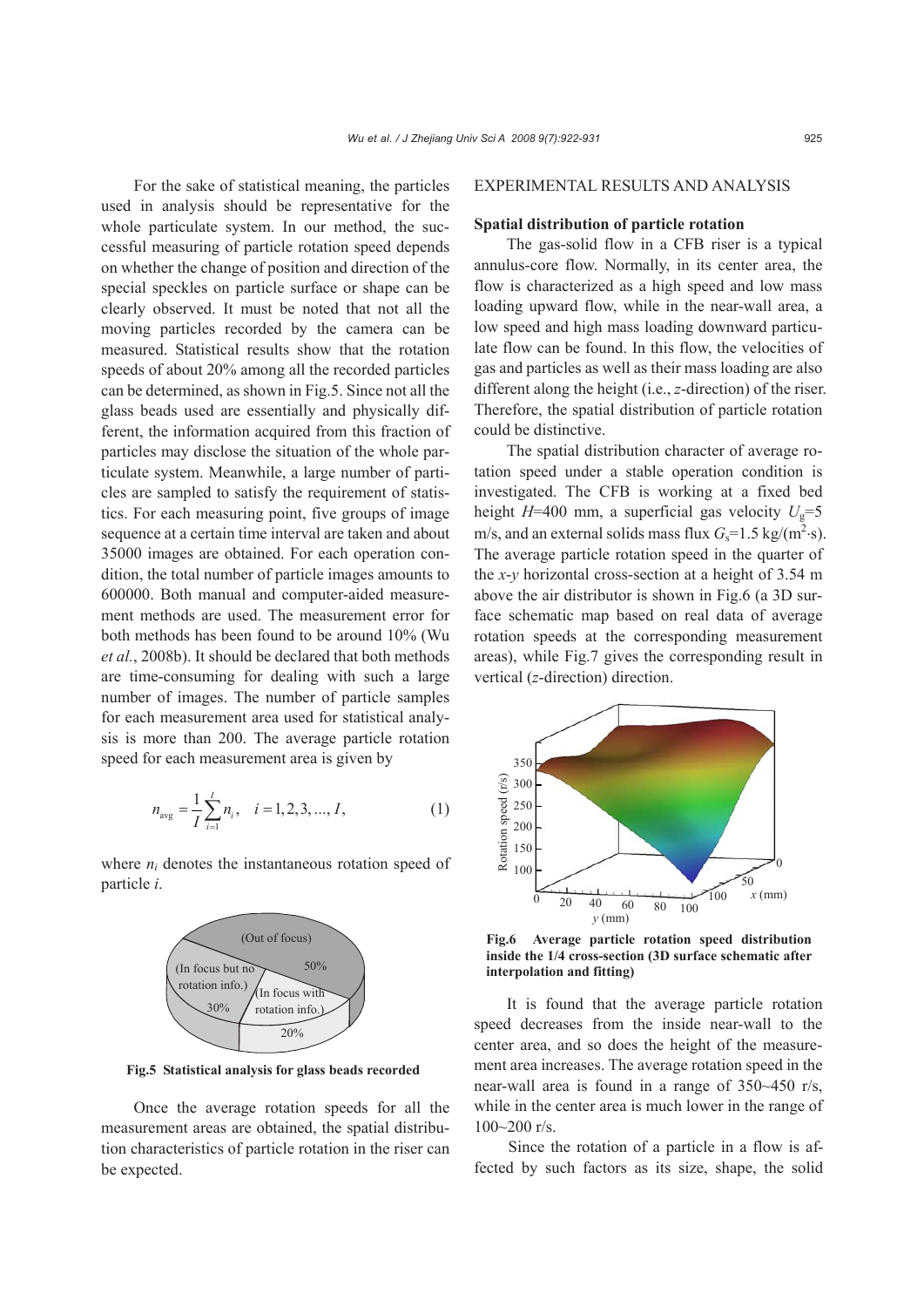For the sake of statistical meaning, the particles used in analysis should be representative for the whole particulate system. In our method, the successful measuring of particle rotation speed depends on whether the change of position and direction of the special speckles on particle surface or shape can be clearly observed. It must be noted that not all the moving particles recorded by the camera can be measured. Statistical results show that the rotation speeds of about 20% among all the recorded particles can be determined, as shown in Fig.5. Since not all the glass beads used are essentially and physically different, the information acquired from this fraction of particles may disclose the situation of the whole particulate system. Meanwhile, a large number of particles are sampled to satisfy the requirement of statistics. For each measuring point, five groups of image sequence at a certain time interval are taken and about 35000 images are obtained. For each operation condition, the total number of particle images amounts to 600000. Both manual and computer-aided measurement methods are used. The measurement error for both methods has been found to be around 10% (Wu *et al.*, 2008b). It should be declared that both methods are time-consuming for dealing with such a large number of images. The number of particle samples for each measurement area used for statistical analysis is more than 200. The average particle rotation speed for each measurement area is given by

$$n_{\mathrm{avg}} = \frac{1}{I}\sum_{i=1}^{I} n_i, \quad i = 1, 2, 3, ..., I, \tag{1}$$

where $n_i$ denotes the instantaneous rotation speed of particle $i$.

**Fig.5 Statistical analysis for glass beads recorded**

Once the average rotation speeds for all the measurement areas are obtained, the spatial distribution characteristics of particle rotation in the riser can be expected.

## EXPERIMENTAL RESULTS AND ANALYSIS

### Spatial distribution of particle rotation

The gas-solid flow in a CFB riser is a typical annulus-core flow. Normally, in its center area, the flow is characterized as a high speed and low mass loading upward flow, while in the near-wall area, a low speed and high mass loading downward particulate flow can be found. In this flow, the velocities of gas and particles as well as their mass loading are also different along the height (i.e., $z$-direction) of the riser. Therefore, the spatial distribution of particle rotation could be distinctive.

The spatial distribution character of average rotation speed under a stable operation condition is investigated. The CFB is working at a fixed bed height $H$=400 mm, a superficial gas velocity $U_g$=5 m/s, and an external solids mass flux $G_s$=1.5 kg/(m$^2$·s). The average particle rotation speed in the quarter of the $x$-$y$ horizontal cross-section at a height of 3.54 m above the air distributor is shown in Fig.6 (a 3D surface schematic map based on real data of average rotation speeds at the corresponding measurement areas), while Fig.7 gives the corresponding result in vertical ($z$-direction) direction.

**Fig.6 Average particle rotation speed distribution inside the 1/4 cross-section (3D surface schematic after interpolation and fitting)**

It is found that the average particle rotation speed decreases from the inside near-wall to the center area, and so does the height of the measurement area increases. The average rotation speed in the near-wall area is found in a range of 350~450 r/s, while in the center area is much lower in the range of 100~200 r/s.

Since the rotation of a particle in a flow is affected by such factors as its size, shape, the solid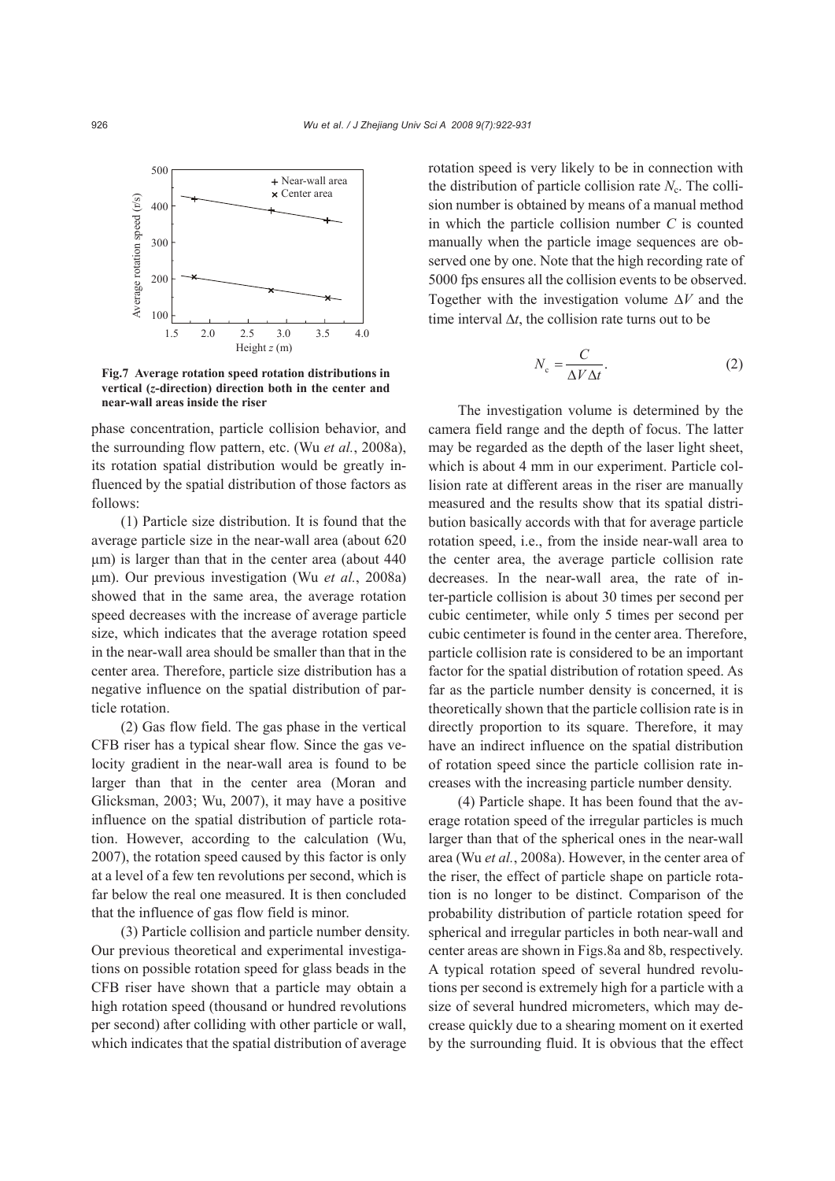**Fig.7 Average rotation speed rotation distributions in vertical (*z*-direction) direction both in the center and near-wall areas inside the riser**

phase concentration, particle collision behavior, and the surrounding flow pattern, etc. (Wu *et al.*, 2008a), its rotation spatial distribution would be greatly influenced by the spatial distribution of those factors as follows:

(1) Particle size distribution. It is found that the average particle size in the near-wall area (about 620 μm) is larger than that in the center area (about 440 μm). Our previous investigation (Wu *et al.*, 2008a) showed that in the same area, the average rotation speed decreases with the increase of average particle size, which indicates that the average rotation speed in the near-wall area should be smaller than that in the center area. Therefore, particle size distribution has a negative influence on the spatial distribution of particle rotation.

(2) Gas flow field. The gas phase in the vertical CFB riser has a typical shear flow. Since the gas velocity gradient in the near-wall area is found to be larger than that in the center area (Moran and Glicksman, 2003; Wu, 2007), it may have a positive influence on the spatial distribution of particle rotation. However, according to the calculation (Wu, 2007), the rotation speed caused by this factor is only at a level of a few ten revolutions per second, which is far below the real one measured. It is then concluded that the influence of gas flow field is minor.

(3) Particle collision and particle number density. Our previous theoretical and experimental investigations on possible rotation speed for glass beads in the CFB riser have shown that a particle may obtain a high rotation speed (thousand or hundred revolutions per second) after colliding with other particle or wall, which indicates that the spatial distribution of average rotation speed is very likely to be in connection with the distribution of particle collision rate $N_c$. The collision number is obtained by means of a manual method in which the particle collision number $C$ is counted manually when the particle image sequences are observed one by one. Note that the high recording rate of 5000 fps ensures all the collision events to be observed. Together with the investigation volume $\Delta V$ and the time interval $\Delta t$, the collision rate turns out to be

$$N_c = \frac{C}{\Delta V \Delta t}. \tag{2}$$

The investigation volume is determined by the camera field range and the depth of focus. The latter may be regarded as the depth of the laser light sheet, which is about 4 mm in our experiment. Particle collision rate at different areas in the riser are manually measured and the results show that its spatial distribution basically accords with that for average particle rotation speed, i.e., from the inside near-wall area to the center area, the average particle collision rate decreases. In the near-wall area, the rate of inter-particle collision is about 30 times per second per cubic centimeter, while only 5 times per second per cubic centimeter is found in the center area. Therefore, particle collision rate is considered to be an important factor for the spatial distribution of rotation speed. As far as the particle number density is concerned, it is theoretically shown that the particle collision rate is in directly proportion to its square. Therefore, it may have an indirect influence on the spatial distribution of rotation speed since the particle collision rate increases with the increasing particle number density.

(4) Particle shape. It has been found that the average rotation speed of the irregular particles is much larger than that of the spherical ones in the near-wall area (Wu *et al.*, 2008a). However, in the center area of the riser, the effect of particle shape on particle rotation is no longer to be distinct. Comparison of the probability distribution of particle rotation speed for spherical and irregular particles in both near-wall and center areas are shown in Figs.8a and 8b, respectively. A typical rotation speed of several hundred revolutions per second is extremely high for a particle with a size of several hundred micrometers, which may decrease quickly due to a shearing moment on it exerted by the surrounding fluid. It is obvious that the effect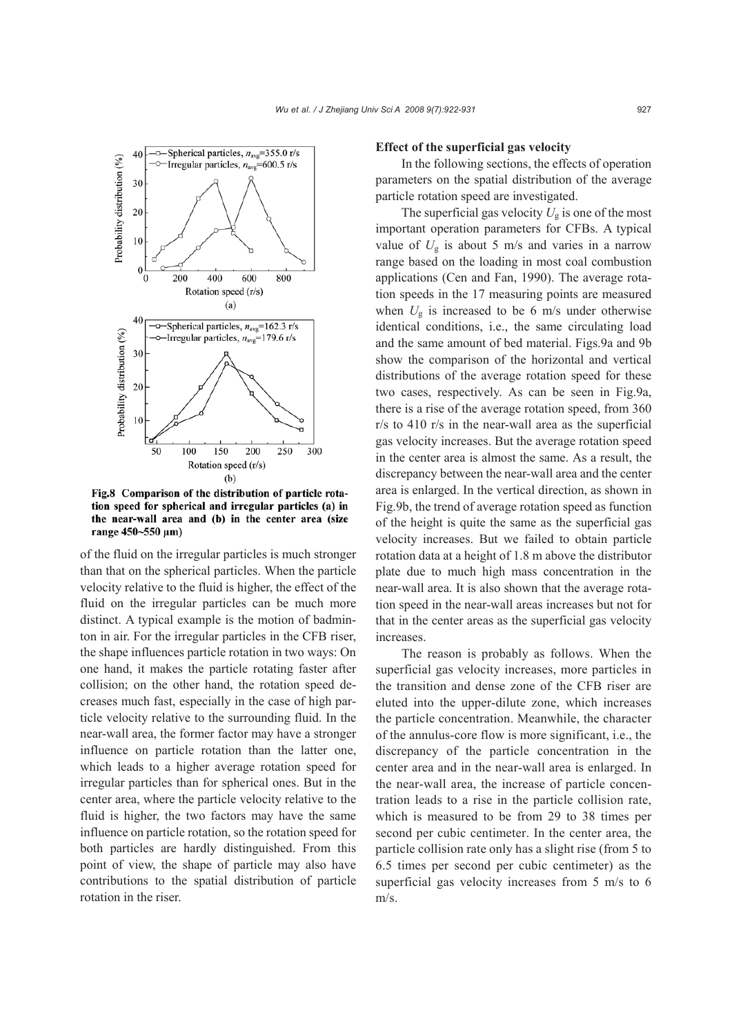Fig.8 Comparison of the distribution of particle rotation speed for spherical and irregular particles (a) in the near-wall area and (b) in the center area (size range 450~550 μm)

of the fluid on the irregular particles is much stronger than that on the spherical particles. When the particle velocity relative to the fluid is higher, the effect of the fluid on the irregular particles can be much more distinct. A typical example is the motion of badminton in air. For the irregular particles in the CFB riser, the shape influences particle rotation in two ways: On one hand, it makes the particle rotating faster after collision; on the other hand, the rotation speed decreases much fast, especially in the case of high particle velocity relative to the surrounding fluid. In the near-wall area, the former factor may have a stronger influence on particle rotation than the latter one, which leads to a higher average rotation speed for irregular particles than for spherical ones. But in the center area, where the particle velocity relative to the fluid is higher, the two factors may have the same influence on particle rotation, so the rotation speed for both particles are hardly distinguished. From this point of view, the shape of particle may also have contributions to the spatial distribution of particle rotation in the riser.

**Effect of the superficial gas velocity**

In the following sections, the effects of operation parameters on the spatial distribution of the average particle rotation speed are investigated.

The superficial gas velocity $U_g$ is one of the most important operation parameters for CFBs. A typical value of $U_g$ is about 5 m/s and varies in a narrow range based on the loading in most coal combustion applications (Cen and Fan, 1990). The average rotation speeds in the 17 measuring points are measured when $U_g$ is increased to be 6 m/s under otherwise identical conditions, i.e., the same circulating load and the same amount of bed material. Figs.9a and 9b show the comparison of the horizontal and vertical distributions of the average rotation speed for these two cases, respectively. As can be seen in Fig.9a, there is a rise of the average rotation speed, from 360 r/s to 410 r/s in the near-wall area as the superficial gas velocity increases. But the average rotation speed in the center area is almost the same. As a result, the discrepancy between the near-wall area and the center area is enlarged. In the vertical direction, as shown in Fig.9b, the trend of average rotation speed as function of the height is quite the same as the superficial gas velocity increases. But we failed to obtain particle rotation data at a height of 1.8 m above the distributor plate due to much high mass concentration in the near-wall area. It is also shown that the average rotation speed in the near-wall areas increases but not for that in the center areas as the superficial gas velocity increases.

The reason is probably as follows. When the superficial gas velocity increases, more particles in the transition and dense zone of the CFB riser are eluted into the upper-dilute zone, which increases the particle concentration. Meanwhile, the character of the annulus-core flow is more significant, i.e., the discrepancy of the particle concentration in the center area and in the near-wall area is enlarged. In the near-wall area, the increase of particle concentration leads to a rise in the particle collision rate, which is measured to be from 29 to 38 times per second per cubic centimeter. In the center area, the particle collision rate only has a slight rise (from 5 to 6.5 times per second per cubic centimeter) as the superficial gas velocity increases from 5 m/s to 6 m/s.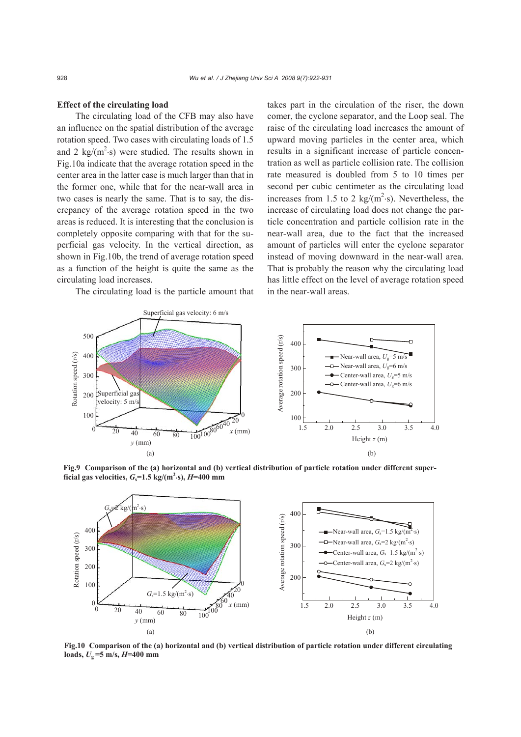**Effect of the circulating load**

The circulating load of the CFB may also have an influence on the spatial distribution of the average rotation speed. Two cases with circulating loads of 1.5 and 2 kg/(m$^2$·s) were studied. The results shown in Fig.10a indicate that the average rotation speed in the center area in the latter case is much larger than that in the former one, while that for the near-wall area in two cases is nearly the same. That is to say, the discrepancy of the average rotation speed in the two areas is reduced. It is interesting that the conclusion is completely opposite comparing with that for the superficial gas velocity. In the vertical direction, as shown in Fig.10b, the trend of average rotation speed as a function of the height is quite the same as the circulating load increases.

The circulating load is the particle amount that takes part in the circulation of the riser, the down comer, the cyclone separator, and the Loop seal. The raise of the circulating load increases the amount of upward moving particles in the center area, which results in a significant increase of particle concentration as well as particle collision rate. The collision rate measured is doubled from 5 to 10 times per second per cubic centimeter as the circulating load increases from 1.5 to 2 kg/(m$^2$·s). Nevertheless, the increase of circulating load does not change the particle concentration and particle collision rate in the near-wall area, due to the fact that the increased amount of particles will enter the cyclone separator instead of moving downward in the near-wall area. That is probably the reason why the circulating load has little effect on the level of average rotation speed in the near-wall areas.

**Fig.9 Comparison of the (a) horizontal and (b) vertical distribution of particle rotation under different superficial gas velocities, $G_s$=1.5 kg/(m$^2$·s), $H$=400 mm**

**Fig.10 Comparison of the (a) horizontal and (b) vertical distribution of particle rotation under different circulating loads, $U_g$=5 m/s, $H$=400 mm**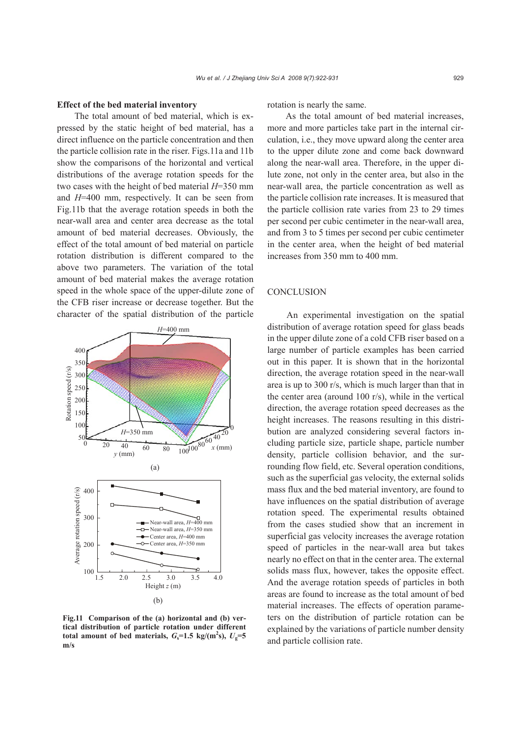**Effect of the bed material inventory**

The total amount of bed material, which is expressed by the static height of bed material, has a direct influence on the particle concentration and then the particle collision rate in the riser. Figs.11a and 11b show the comparisons of the horizontal and vertical distributions of the average rotation speeds for the two cases with the height of bed material $H$=350 mm and $H$=400 mm, respectively. It can be seen from Fig.11b that the average rotation speeds in both the near-wall area and center area decrease as the total amount of bed material decreases. Obviously, the effect of the total amount of bed material on particle rotation distribution is different compared to the above two parameters. The variation of the total amount of bed material makes the average rotation speed in the whole space of the upper-dilute zone of the CFB riser increase or decrease together. But the character of the spatial distribution of the particle rotation is nearly the same.

$H$=400 mm
Rotation speed (r/s)
400
350
300
250
200
150
100
50
$H$=350 mm
0 20 40 60 80 100
$y$ (mm)
100 80 60 40 20 0
$x$ (mm)
(a)

Average rotation speed (r/s)
400
300
200
100
1.5 2.0 2.5 3.0 3.5 4.0
Height $z$ (m)
Near-wall area, $H$=400 mm
Near-wall area, $H$=350 mm
Center area, $H$=400 mm
Center area, $H$=350 mm
(b)

**Fig.11 Comparison of the (a) horizontal and (b) vertical distribution of particle rotation under different total amount of bed materials, $G_s$=1.5 kg/(m$^2$s), $U_g$=5 m/s**

As the total amount of bed material increases, more and more particles take part in the internal circulation, i.e., they move upward along the center area to the upper dilute zone and come back downward along the near-wall area. Therefore, in the upper dilute zone, not only in the center area, but also in the near-wall area, the particle concentration as well as the particle collision rate increases. It is measured that the particle collision rate varies from 23 to 29 times per second per cubic centimeter in the near-wall area, and from 3 to 5 times per second per cubic centimeter in the center area, when the height of bed material increases from 350 mm to 400 mm.

## CONCLUSION

An experimental investigation on the spatial distribution of average rotation speed for glass beads in the upper dilute zone of a cold CFB riser based on a large number of particle examples has been carried out in this paper. It is shown that in the horizontal direction, the average rotation speed in the near-wall area is up to 300 r/s, which is much larger than that in the center area (around 100 r/s), while in the vertical direction, the average rotation speed decreases as the height increases. The reasons resulting in this distribution are analyzed considering several factors including particle size, particle shape, particle number density, particle collision behavior, and the surrounding flow field, etc. Several operation conditions, such as the superficial gas velocity, the external solids mass flux and the bed material inventory, are found to have influences on the spatial distribution of average rotation speed. The experimental results obtained from the cases studied show that an increment in superficial gas velocity increases the average rotation speed of particles in the near-wall area but takes nearly no effect on that in the center area. The external solids mass flux, however, takes the opposite effect. And the average rotation speeds of particles in both areas are found to increase as the total amount of bed material increases. The effects of operation parameters on the distribution of particle rotation can be explained by the variations of particle number density and particle collision rate.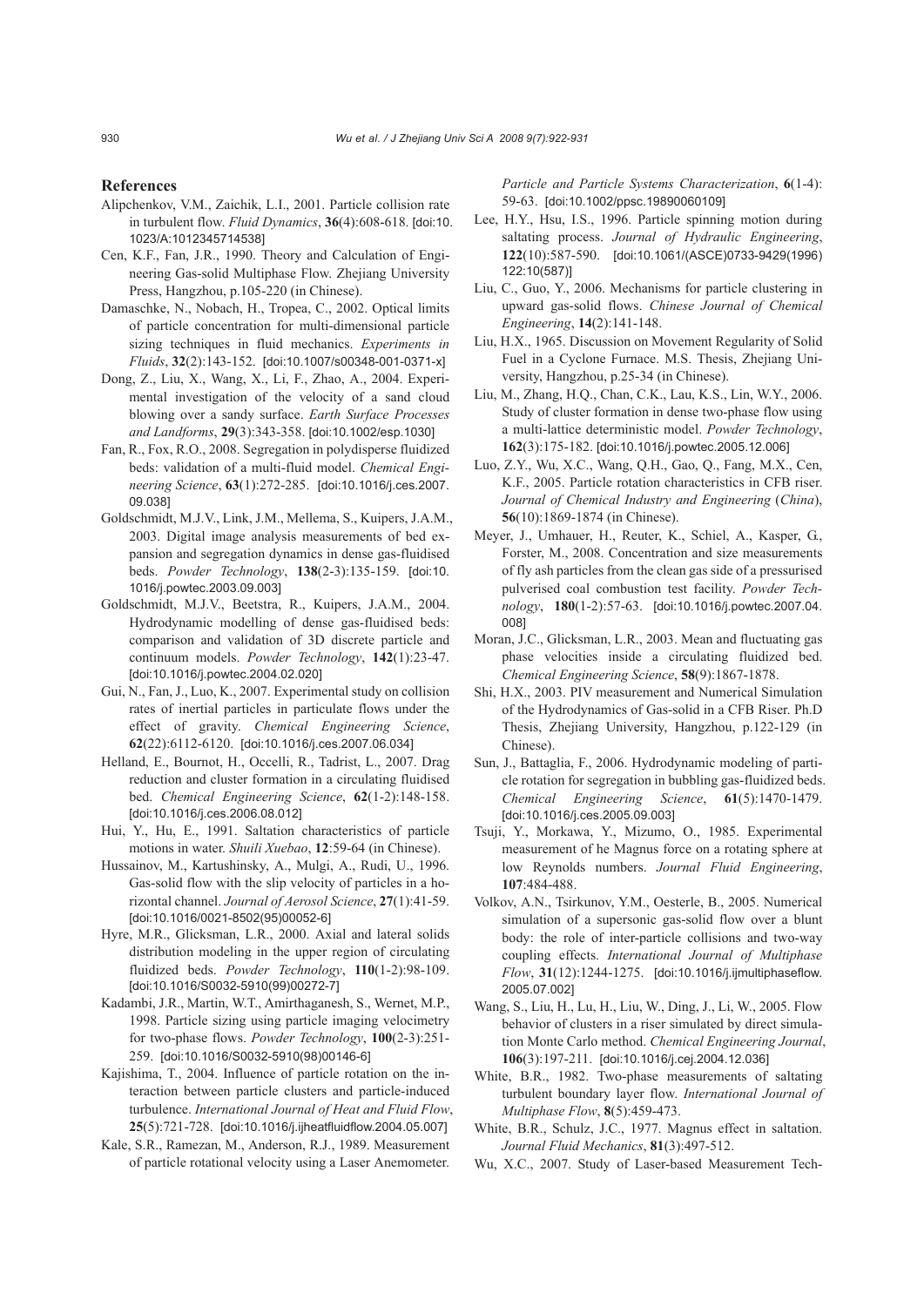## References

Alipchenkov, V.M., Zaichik, L.I., 2001. Particle collision rate in turbulent flow. *Fluid Dynamics*, **36**(4):608-618. [doi:10.1023/A:1012345714538]

Cen, K.F., Fan, J.R., 1990. Theory and Calculation of Engineering Gas-solid Multiphase Flow. Zhejiang University Press, Hangzhou, p.105-220 (in Chinese).

Damaschke, N., Nobach, H., Tropea, C., 2002. Optical limits of particle concentration for multi-dimensional particle sizing techniques in fluid mechanics. *Experiments in Fluids*, **32**(2):143-152. [doi:10.1007/s00348-001-0371-x]

Dong, Z., Liu, X., Wang, X., Li, F., Zhao, A., 2004. Experimental investigation of the velocity of a sand cloud blowing over a sandy surface. *Earth Surface Processes and Landforms*, **29**(3):343-358. [doi:10.1002/esp.1030]

Fan, R., Fox, R.O., 2008. Segregation in polydisperse fluidized beds: validation of a multi-fluid model. *Chemical Engineering Science*, **63**(1):272-285. [doi:10.1016/j.ces.2007.09.038]

Goldschmidt, M.J.V., Link, J.M., Mellema, S., Kuipers, J.A.M., 2003. Digital image analysis measurements of bed expansion and segregation dynamics in dense gas-fluidised beds. *Powder Technology*, **138**(2-3):135-159. [doi:10.1016/j.powtec.2003.09.003]

Goldschmidt, M.J.V., Beetstra, R., Kuipers, J.A.M., 2004. Hydrodynamic modelling of dense gas-fluidised beds: comparison and validation of 3D discrete particle and continuum models. *Powder Technology*, **142**(1):23-47. [doi:10.1016/j.powtec.2004.02.020]

Gui, N., Fan, J., Luo, K., 2007. Experimental study on collision rates of inertial particles in particulate flows under the effect of gravity. *Chemical Engineering Science*, **62**(22):6112-6120. [doi:10.1016/j.ces.2007.06.034]

Helland, E., Bournot, H., Occelli, R., Tadrist, L., 2007. Drag reduction and cluster formation in a circulating fluidised bed. *Chemical Engineering Science*, **62**(1-2):148-158. [doi:10.1016/j.ces.2006.08.012]

Hui, Y., Hu, E., 1991. Saltation characteristics of particle motions in water. *Shuili Xuebao*, **12**:59-64 (in Chinese).

Hussainov, M., Kartushinsky, A., Mulgi, A., Rudi, U., 1996. Gas-solid flow with the slip velocity of particles in a horizontal channel. *Journal of Aerosol Science*, **27**(1):41-59. [doi:10.1016/0021-8502(95)00052-6]

Hyre, M.R., Glicksman, L.R., 2000. Axial and lateral solids distribution modeling in the upper region of circulating fluidized beds. *Powder Technology*, **110**(1-2):98-109. [doi:10.1016/S0032-5910(99)00272-7]

Kadambi, J.R., Martin, W.T., Amirthaganesh, S., Wernet, M.P., 1998. Particle sizing using particle imaging velocimetry for two-phase flows. *Powder Technology*, **100**(2-3):251-259. [doi:10.1016/S0032-5910(98)00146-6]

Kajishima, T., 2004. Influence of particle rotation on the interaction between particle clusters and particle-induced turbulence. *International Journal of Heat and Fluid Flow*, **25**(5):721-728. [doi:10.1016/j.ijheatfluidflow.2004.05.007]

Kale, S.R., Ramezan, M., Anderson, R.J., 1989. Measurement of particle rotational velocity using a Laser Anemometer. *Particle and Particle Systems Characterization*, **6**(1-4):59-63. [doi:10.1002/ppsc.19890060109]

Lee, H.Y., Hsu, I.S., 1996. Particle spinning motion during saltating process. *Journal of Hydraulic Engineering*, **122**(10):587-590. [doi:10.1061/(ASCE)0733-9429(1996)122:10(587)]

Liu, C., Guo, Y., 2006. Mechanisms for particle clustering in upward gas-solid flows. *Chinese Journal of Chemical Engineering*, **14**(2):141-148.

Liu, H.X., 1965. Discussion on Movement Regularity of Solid Fuel in a Cyclone Furnace. M.S. Thesis, Zhejiang University, Hangzhou, p.25-34 (in Chinese).

Liu, M., Zhang, H.Q., Chan, C.K., Lau, K.S., Lin, W.Y., 2006. Study of cluster formation in dense two-phase flow using a multi-lattice deterministic model. *Powder Technology*, **162**(3):175-182. [doi:10.1016/j.powtec.2005.12.006]

Luo, Z.Y., Wu, X.C., Wang, Q.H., Gao, Q., Fang, M.X., Cen, K.F., 2005. Particle rotation characteristics in CFB riser. *Journal of Chemical Industry and Engineering* (*China*), **56**(10):1869-1874 (in Chinese).

Meyer, J., Umhauer, H., Reuter, K., Schiel, A., Kasper, G., Forster, M., 2008. Concentration and size measurements of fly ash particles from the clean gas side of a pressurised pulverised coal combustion test facility. *Powder Technology*, **180**(1-2):57-63. [doi:10.1016/j.powtec.2007.04.008]

Moran, J.C., Glicksman, L.R., 2003. Mean and fluctuating gas phase velocities inside a circulating fluidized bed. *Chemical Engineering Science*, **58**(9):1867-1878.

Shi, H.X., 2003. PIV measurement and Numerical Simulation of the Hydrodynamics of Gas-solid in a CFB Riser. Ph.D Thesis, Zhejiang University, Hangzhou, p.122-129 (in Chinese).

Sun, J., Battaglia, F., 2006. Hydrodynamic modeling of particle rotation for segregation in bubbling gas-fluidized beds. *Chemical Engineering Science*, **61**(5):1470-1479. [doi:10.1016/j.ces.2005.09.003]

Tsuji, Y., Morkawa, Y., Mizumo, O., 1985. Experimental measurement of he Magnus force on a rotating sphere at low Reynolds numbers. *Journal Fluid Engineering*, **107**:484-488.

Volkov, A.N., Tsirkunov, Y.M., Oesterle, B., 2005. Numerical simulation of a supersonic gas-solid flow over a blunt body: the role of inter-particle collisions and two-way coupling effects. *International Journal of Multiphase Flow*, **31**(12):1244-1275. [doi:10.1016/j.ijmultiphaseflow.2005.07.002]

Wang, S., Liu, H., Lu, H., Liu, W., Ding, J., Li, W., 2005. Flow behavior of clusters in a riser simulated by direct simulation Monte Carlo method. *Chemical Engineering Journal*, **106**(3):197-211. [doi:10.1016/j.cej.2004.12.036]

White, B.R., 1982. Two-phase measurements of saltating turbulent boundary layer flow. *International Journal of Multiphase Flow*, **8**(5):459-473.

White, B.R., Schulz, J.C., 1977. Magnus effect in saltation. *Journal Fluid Mechanics*, **81**(3):497-512.

Wu, X.C., 2007. Study of Laser-based Measurement Tech-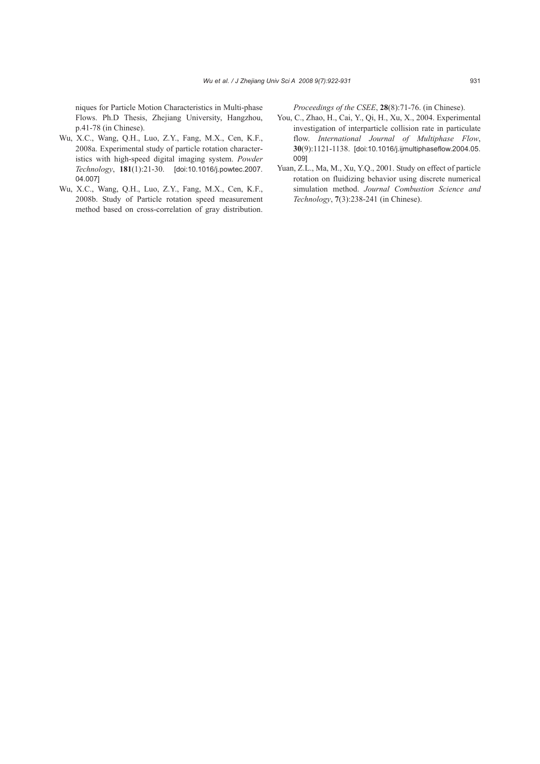niques for Particle Motion Characteristics in Multi-phase Flows. Ph.D Thesis, Zhejiang University, Hangzhou, p.41-78 (in Chinese).

Wu, X.C., Wang, Q.H., Luo, Z.Y., Fang, M.X., Cen, K.F., 2008a. Experimental study of particle rotation characteristics with high-speed digital imaging system. *Powder Technology*, **181**(1):21-30. [doi:10.1016/j.powtec.2007.04.007]

Wu, X.C., Wang, Q.H., Luo, Z.Y., Fang, M.X., Cen, K.F., 2008b. Study of Particle rotation speed measurement method based on cross-correlation of gray distribution. *Proceedings of the CSEE*, **28**(8):71-76. (in Chinese).

You, C., Zhao, H., Cai, Y., Qi, H., Xu, X., 2004. Experimental investigation of interparticle collision rate in particulate flow. *International Journal of Multiphase Flow*, **30**(9):1121-1138. [doi:10.1016/j.ijmultiphaseflow.2004.05.009]

Yuan, Z.L., Ma, M., Xu, Y.Q., 2001. Study on effect of particle rotation on fluidizing behavior using discrete numerical simulation method. *Journal Combustion Science and Technology*, **7**(3):238-241 (in Chinese).